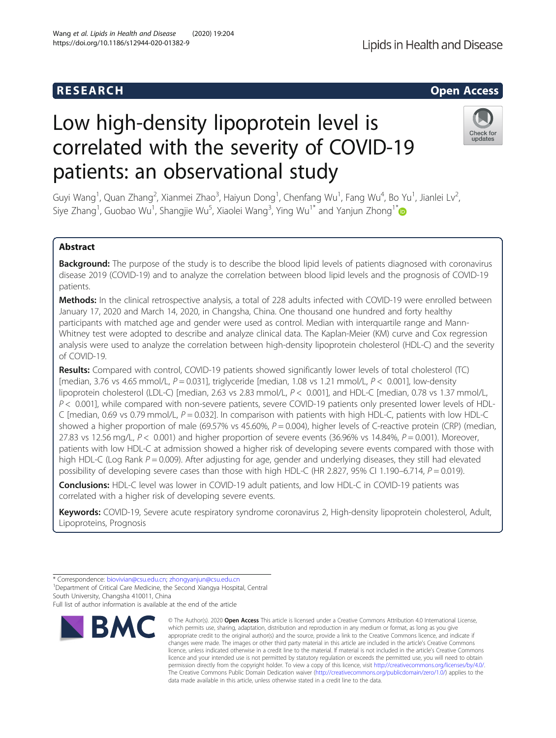RESEARCH

Open Access

# Low high-density lipoprotein level is correlated with the severity of COVID-19 patients: an observational study

Guyi Wang[1], Quan Zhang[2], Xianmei Zhao[3], Haiyun Dong[1], Chenfang Wu[1], Fang Wu[4], Bo Yu[1], Jianlei Lv[2], Siye Zhang[1], Guobao Wu[1], Shangjie Wu[5], Xiaolei Wang[3], Ying Wu[1*] and Yanjun Zhong[1*]

## Abstract

**Background:** The purpose of the study is to describe the blood lipid levels of patients diagnosed with coronavirus disease 2019 (COVID-19) and to analyze the correlation between blood lipid levels and the prognosis of COVID-19 patients.

**Methods:** In the clinical retrospective analysis, a total of 228 adults infected with COVID-19 were enrolled between January 17, 2020 and March 14, 2020, in Changsha, China. One thousand one hundred and forty healthy participants with matched age and gender were used as control. Median with interquartile range and Mann-Whitney test were adopted to describe and analyze clinical data. The Kaplan-Meier (KM) curve and Cox regression analysis were used to analyze the correlation between high-density lipoprotein cholesterol (HDL-C) and the severity of COVID-19.

**Results:** Compared with control, COVID-19 patients showed significantly lower levels of total cholesterol (TC) [median, 3.76 vs 4.65 mmol/L, $P = 0.031$], triglyceride [median, 1.08 vs 1.21 mmol/L, $P < 0.001$], low-density lipoprotein cholesterol (LDL-C) [median, 2.63 vs 2.83 mmol/L, $P < 0.001$], and HDL-C [median, 0.78 vs 1.37 mmol/L, $P < 0.001$], while compared with non-severe patients, severe COVID-19 patients only presented lower levels of HDL-C [median, 0.69 vs 0.79 mmol/L, $P = 0.032$]. In comparison with patients with high HDL-C, patients with low HDL-C showed a higher proportion of male (69.57% vs 45.60%, $P = 0.004$), higher levels of C-reactive protein (CRP) (median, 27.83 vs 12.56 mg/L, $P < 0.001$) and higher proportion of severe events (36.96% vs 14.84%, $P = 0.001$). Moreover, patients with low HDL-C at admission showed a higher risk of developing severe events compared with those with high HDL-C (Log Rank $P = 0.009$). After adjusting for age, gender and underlying diseases, they still had elevated possibility of developing severe cases than those with high HDL-C (HR 2.827, 95% CI 1.190–6.714, $P = 0.019$).

**Conclusions:** HDL-C level was lower in COVID-19 adult patients, and low HDL-C in COVID-19 patients was correlated with a higher risk of developing severe events.

**Keywords:** COVID-19, Severe acute respiratory syndrome coronavirus 2, High-density lipoprotein cholesterol, Adult, Lipoproteins, Prognosis

---

* Correspondence: biovivian@csu.edu.cn; zhongyanjun@csu.edu.cn
[1]Department of Critical Care Medicine, the Second Xiangya Hospital, Central South University, Changsha 410011, China
Full list of author information is available at the end of the article

© The Author(s). 2020 **Open Access** This article is licensed under a Creative Commons Attribution 4.0 International License, which permits use, sharing, adaptation, distribution and reproduction in any medium or format, as long as you give appropriate credit to the original author(s) and the source, provide a link to the Creative Commons licence, and indicate if changes were made. The images or other third party material in this article are included in the article's Creative Commons licence, unless indicated otherwise in a credit line to the material. If material is not included in the article's Creative Commons licence and your intended use is not permitted by statutory regulation or exceeds the permitted use, you will need to obtain permission directly from the copyright holder. To view a copy of this licence, visit http://creativecommons.org/licenses/by/4.0/. The Creative Commons Public Domain Dedication waiver (http://creativecommons.org/publicdomain/zero/1.0/) applies to the data made available in this article, unless otherwise stated in a credit line to the data.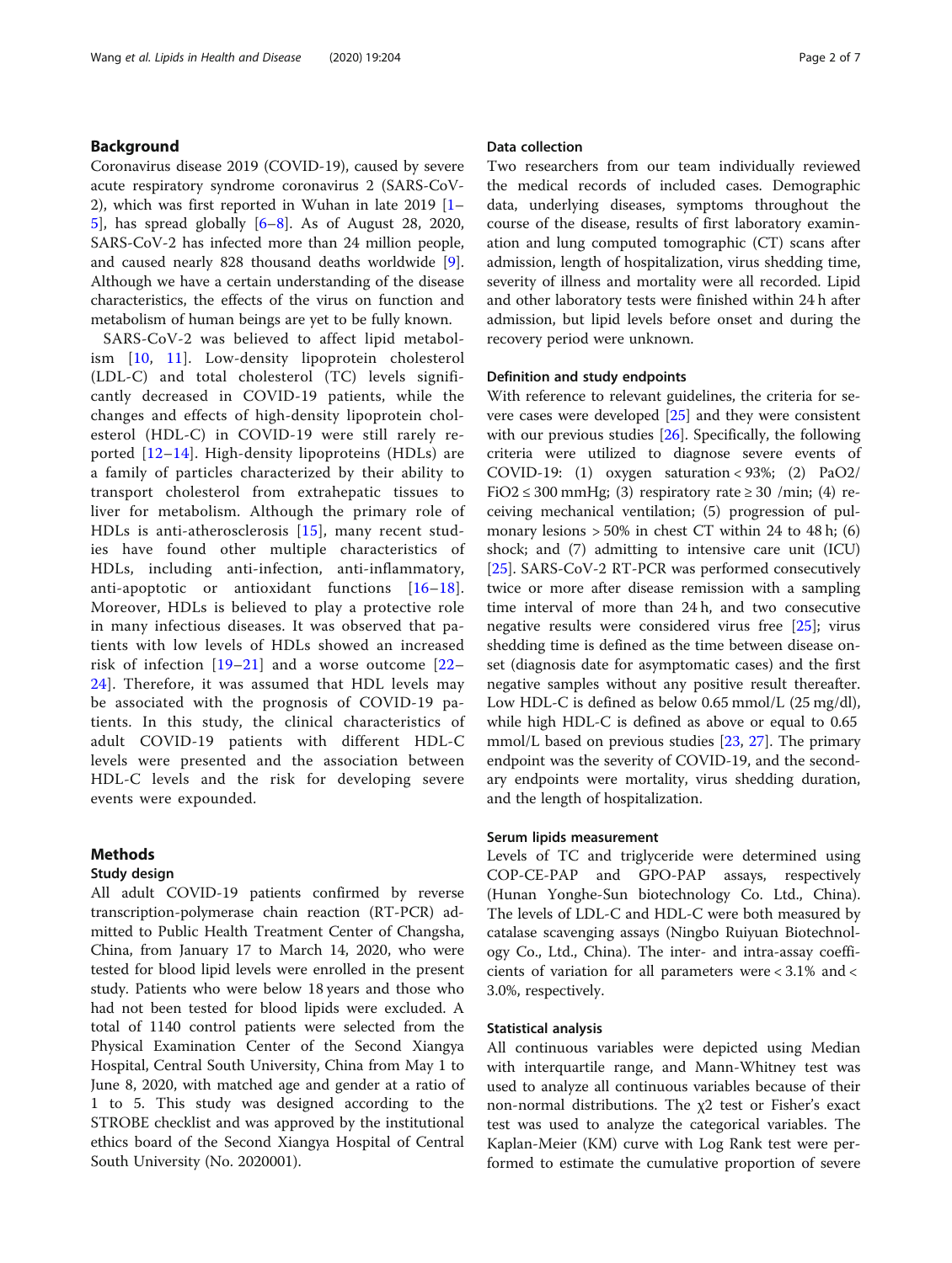## Background

Coronavirus disease 2019 (COVID-19), caused by severe acute respiratory syndrome coronavirus 2 (SARS-CoV-2), which was first reported in Wuhan in late 2019 [1–5], has spread globally [6–8]. As of August 28, 2020, SARS-CoV-2 has infected more than 24 million people, and caused nearly 828 thousand deaths worldwide [9]. Although we have a certain understanding of the disease characteristics, the effects of the virus on function and metabolism of human beings are yet to be fully known.

SARS-CoV-2 was believed to affect lipid metabolism [10, 11]. Low-density lipoprotein cholesterol (LDL-C) and total cholesterol (TC) levels significantly decreased in COVID-19 patients, while the changes and effects of high-density lipoprotein cholesterol (HDL-C) in COVID-19 were still rarely reported [12–14]. High-density lipoproteins (HDLs) are a family of particles characterized by their ability to transport cholesterol from extrahepatic tissues to liver for metabolism. Although the primary role of HDLs is anti-atherosclerosis [15], many recent studies have found other multiple characteristics of HDLs, including anti-infection, anti-inflammatory, anti-apoptotic or antioxidant functions [16–18]. Moreover, HDLs is believed to play a protective role in many infectious diseases. It was observed that patients with low levels of HDLs showed an increased risk of infection [19–21] and a worse outcome [22–24]. Therefore, it was assumed that HDL levels may be associated with the prognosis of COVID-19 patients. In this study, the clinical characteristics of adult COVID-19 patients with different HDL-C levels were presented and the association between HDL-C levels and the risk for developing severe events were expounded.

## Methods

### Study design

All adult COVID-19 patients confirmed by reverse transcription-polymerase chain reaction (RT-PCR) admitted to Public Health Treatment Center of Changsha, China, from January 17 to March 14, 2020, who were tested for blood lipid levels were enrolled in the present study. Patients who were below 18 years and those who had not been tested for blood lipids were excluded. A total of 1140 control patients were selected from the Physical Examination Center of the Second Xiangya Hospital, Central South University, China from May 1 to June 8, 2020, with matched age and gender at a ratio of 1 to 5. This study was designed according to the STROBE checklist and was approved by the institutional ethics board of the Second Xiangya Hospital of Central South University (No. 2020001).

### Data collection

Two researchers from our team individually reviewed the medical records of included cases. Demographic data, underlying diseases, symptoms throughout the course of the disease, results of first laboratory examination and lung computed tomographic (CT) scans after admission, length of hospitalization, virus shedding time, severity of illness and mortality were all recorded. Lipid and other laboratory tests were finished within 24 h after admission, but lipid levels before onset and during the recovery period were unknown.

### Definition and study endpoints

With reference to relevant guidelines, the criteria for severe cases were developed [25] and they were consistent with our previous studies [26]. Specifically, the following criteria were utilized to diagnose severe events of COVID-19: (1) oxygen saturation < 93%; (2) $PaO_2/FiO_2 \le 300$ mmHg; (3) respiratory rate ≥ 30 /min; (4) receiving mechanical ventilation; (5) progression of pulmonary lesions > 50% in chest CT within 24 to 48 h; (6) shock; and (7) admitting to intensive care unit (ICU) [25]. SARS-CoV-2 RT-PCR was performed consecutively twice or more after disease remission with a sampling time interval of more than 24 h, and two consecutive negative results were considered virus free [25]; virus shedding time is defined as the time between disease onset (diagnosis date for asymptomatic cases) and the first negative samples without any positive result thereafter. Low HDL-C is defined as below 0.65 mmol/L (25 mg/dl), while high HDL-C is defined as above or equal to 0.65 mmol/L based on previous studies [23, 27]. The primary endpoint was the severity of COVID-19, and the secondary endpoints were mortality, virus shedding duration, and the length of hospitalization.

### Serum lipids measurement

Levels of TC and triglyceride were determined using COP-CE-PAP and GPO-PAP assays, respectively (Hunan Yonghe-Sun biotechnology Co. Ltd., China). The levels of LDL-C and HDL-C were both measured by catalase scavenging assays (Ningbo Ruiyuan Biotechnology Co., Ltd., China). The inter- and intra-assay coefficients of variation for all parameters were < 3.1% and < 3.0%, respectively.

### Statistical analysis

All continuous variables were depicted using Median with interquartile range, and Mann-Whitney test was used to analyze all continuous variables because of their non-normal distributions. The $\chi^2$ test or Fisher's exact test was used to analyze the categorical variables. The Kaplan-Meier (KM) curve with Log Rank test were performed to estimate the cumulative proportion of severe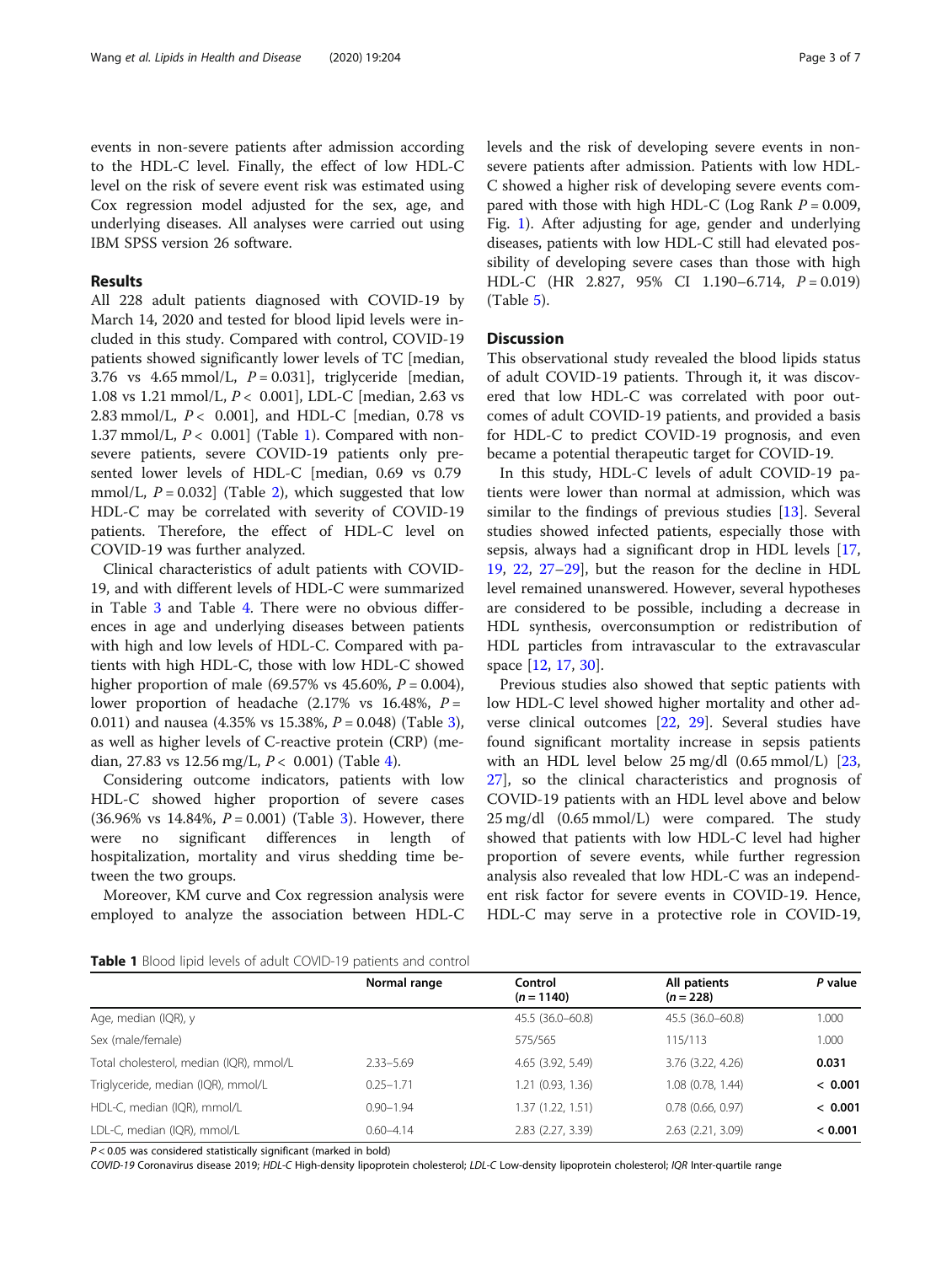events in non-severe patients after admission according to the HDL-C level. Finally, the effect of low HDL-C level on the risk of severe event risk was estimated using Cox regression model adjusted for the sex, age, and underlying diseases. All analyses were carried out using IBM SPSS version 26 software.

## Results

All 228 adult patients diagnosed with COVID-19 by March 14, 2020 and tested for blood lipid levels were included in this study. Compared with control, COVID-19 patients showed significantly lower levels of TC [median, 3.76 vs 4.65 mmol/L, $P = 0.031$], triglyceride [median, 1.08 vs 1.21 mmol/L, $P < 0.001$], LDL-C [median, 2.63 vs 2.83 mmol/L, $P < 0.001$], and HDL-C [median, 0.78 vs 1.37 mmol/L, $P < 0.001$] (Table 1). Compared with non-severe patients, severe COVID-19 patients only presented lower levels of HDL-C [median, 0.69 vs 0.79 mmol/L, $P = 0.032$] (Table 2), which suggested that low HDL-C may be correlated with severity of COVID-19 patients. Therefore, the effect of HDL-C level on COVID-19 was further analyzed.

Clinical characteristics of adult patients with COVID-19, and with different levels of HDL-C were summarized in Table 3 and Table 4. There were no obvious differences in age and underlying diseases between patients with high and low levels of HDL-C. Compared with patients with high HDL-C, those with low HDL-C showed higher proportion of male (69.57% vs 45.60%, $P = 0.004$), lower proportion of headache (2.17% vs 16.48%, $P = 0.011$) and nausea (4.35% vs 15.38%, $P = 0.048$) (Table 3), as well as higher levels of C-reactive protein (CRP) (median, 27.83 vs 12.56 mg/L, $P < 0.001$) (Table 4).

Considering outcome indicators, patients with low HDL-C showed higher proportion of severe cases (36.96% vs 14.84%, $P = 0.001$) (Table 3). However, there were no significant differences in length of hospitalization, mortality and virus shedding time between the two groups.

Moreover, KM curve and Cox regression analysis were employed to analyze the association between HDL-C levels and the risk of developing severe events in non-severe patients after admission. Patients with low HDL-C showed a higher risk of developing severe events compared with those with high HDL-C (Log Rank $P = 0.009$, Fig. 1). After adjusting for age, gender and underlying diseases, patients with low HDL-C still had elevated possibility of developing severe cases than those with high HDL-C (HR 2.827, 95% CI 1.190–6.714, $P = 0.019$) (Table 5).

## Discussion

This observational study revealed the blood lipids status of adult COVID-19 patients. Through it, it was discovered that low HDL-C was correlated with poor outcomes of adult COVID-19 patients, and provided a basis for HDL-C to predict COVID-19 prognosis, and even became a potential therapeutic target for COVID-19.

In this study, HDL-C levels of adult COVID-19 patients were lower than normal at admission, which was similar to the findings of previous studies [13]. Several studies showed infected patients, especially those with sepsis, always had a significant drop in HDL levels [17, 19, 22, 27–29], but the reason for the decline in HDL level remained unanswered. However, several hypotheses are considered to be possible, including a decrease in HDL synthesis, overconsumption or redistribution of HDL particles from intravascular to the extravascular space [12, 17, 30].

Previous studies also showed that septic patients with low HDL-C level showed higher mortality and other adverse clinical outcomes [22, 29]. Several studies have found significant mortality increase in sepsis patients with an HDL level below 25 mg/dl (0.65 mmol/L) [23, 27], so the clinical characteristics and prognosis of COVID-19 patients with an HDL level above and below 25 mg/dl (0.65 mmol/L) were compared. The study showed that patients with low HDL-C level had higher proportion of severe events, while further regression analysis also revealed that low HDL-C was an independent risk factor for severe events in COVID-19. Hence, HDL-C may serve in a protective role in COVID-19,

**Table 1** Blood lipid levels of adult COVID-19 patients and control

| | Normal range | Control ($n = 1140$) | All patients ($n = 228$) | *P* value |
|---|---|---|---|---|
| Age, median (IQR), y | | 45.5 (36.0–60.8) | 45.5 (36.0–60.8) | 1.000 |
| Sex (male/female) | | 575/565 | 115/113 | 1.000 |
| Total cholesterol, median (IQR), mmol/L | 2.33–5.69 | 4.65 (3.92, 5.49) | 3.76 (3.22, 4.26) | **0.031** |
| Triglyceride, median (IQR), mmol/L | 0.25–1.71 | 1.21 (0.93, 1.36) | 1.08 (0.78, 1.44) | **< 0.001** |
| HDL-C, median (IQR), mmol/L | 0.90–1.94 | 1.37 (1.22, 1.51) | 0.78 (0.66, 0.97) | **< 0.001** |
| LDL-C, median (IQR), mmol/L | 0.60–4.14 | 2.83 (2.27, 3.39) | 2.63 (2.21, 3.09) | **< 0.001** |

$P < 0.05$ was considered statistically significant (marked in bold)

*COVID-19* Coronavirus disease 2019; *HDL-C* High-density lipoprotein cholesterol; *LDL-C* Low-density lipoprotein cholesterol; *IQR* Inter-quartile range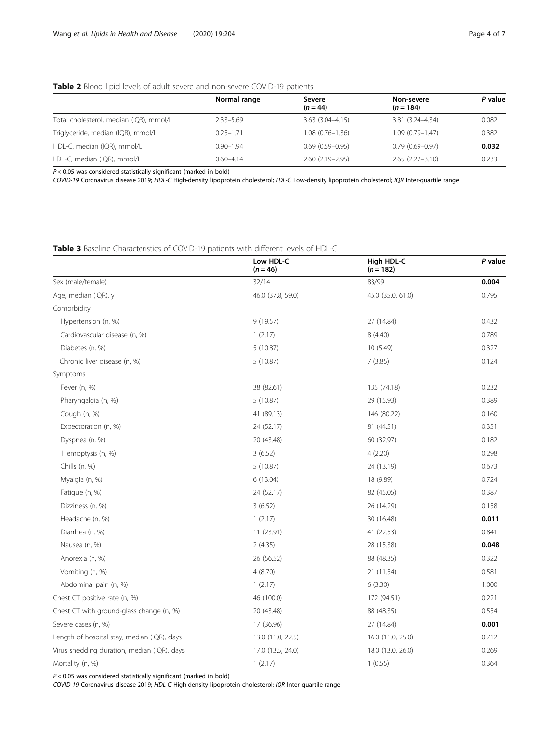**Table 2** Blood lipid levels of adult severe and non-severe COVID-19 patients

| | Normal range | Severe ($n = 44$) | Non-severe ($n = 184$) | *P* value |
|---|---|---|---|---|
| Total cholesterol, median (IQR), mmol/L | 2.33–5.69 | 3.63 (3.04–4.15) | 3.81 (3.24–4.34) | 0.082 |
| Triglyceride, median (IQR), mmol/L | 0.25–1.71 | 1.08 (0.76–1.36) | 1.09 (0.79–1.47) | 0.382 |
| HDL-C, median (IQR), mmol/L | 0.90–1.94 | 0.69 (0.59–0.95) | 0.79 (0.69–0.97) | **0.032** |
| LDL-C, median (IQR), mmol/L | 0.60–4.14 | 2.60 (2.19–2.95) | 2.65 (2.22–3.10) | 0.233 |

$P < 0.05$ was considered statistically significant (marked in bold)

*COVID-19* Coronavirus disease 2019; *HDL-C* High-density lipoprotein cholesterol; *LDL-C* Low-density lipoprotein cholesterol; *IQR* Inter-quartile range

**Table 3** Baseline Characteristics of COVID-19 patients with different levels of HDL-C

| | Low HDL-C ($n = 46$) | High HDL-C ($n = 182$) | *P* value |
|---|---|---|---|
| Sex (male/female) | 32/14 | 83/99 | **0.004** |
| Age, median (IQR), y | 46.0 (37.8, 59.0) | 45.0 (35.0, 61.0) | 0.795 |
| Comorbidity | | | |
| Hypertension (n, %) | 9 (19.57) | 27 (14.84) | 0.432 |
| Cardiovascular disease (n, %) | 1 (2.17) | 8 (4.40) | 0.789 |
| Diabetes (n, %) | 5 (10.87) | 10 (5.49) | 0.327 |
| Chronic liver disease (n, %) | 5 (10.87) | 7 (3.85) | 0.124 |
| Symptoms | | | |
| Fever (n, %) | 38 (82.61) | 135 (74.18) | 0.232 |
| Pharyngalgia (n, %) | 5 (10.87) | 29 (15.93) | 0.389 |
| Cough (n, %) | 41 (89.13) | 146 (80.22) | 0.160 |
| Expectoration (n, %) | 24 (52.17) | 81 (44.51) | 0.351 |
| Dyspnea (n, %) | 20 (43.48) | 60 (32.97) | 0.182 |
| Hemoptysis (n, %) | 3 (6.52) | 4 (2.20) | 0.298 |
| Chills (n, %) | 5 (10.87) | 24 (13.19) | 0.673 |
| Myalgia (n, %) | 6 (13.04) | 18 (9.89) | 0.724 |
| Fatigue (n, %) | 24 (52.17) | 82 (45.05) | 0.387 |
| Dizziness (n, %) | 3 (6.52) | 26 (14.29) | 0.158 |
| Headache (n, %) | 1 (2.17) | 30 (16.48) | **0.011** |
| Diarrhea (n, %) | 11 (23.91) | 41 (22.53) | 0.841 |
| Nausea (n, %) | 2 (4.35) | 28 (15.38) | **0.048** |
| Anorexia (n, %) | 26 (56.52) | 88 (48.35) | 0.322 |
| Vomiting (n, %) | 4 (8.70) | 21 (11.54) | 0.581 |
| Abdominal pain (n, %) | 1 (2.17) | 6 (3.30) | 1.000 |
| Chest CT positive rate (n, %) | 46 (100.0) | 172 (94.51) | 0.221 |
| Chest CT with ground-glass change (n, %) | 20 (43.48) | 88 (48.35) | 0.554 |
| Severe cases (n, %) | 17 (36.96) | 27 (14.84) | **0.001** |
| Length of hospital stay, median (IQR), days | 13.0 (11.0, 22.5) | 16.0 (11.0, 25.0) | 0.712 |
| Virus shedding duration, median (IQR), days | 17.0 (13.5, 24.0) | 18.0 (13.0, 26.0) | 0.269 |
| Mortality (n, %) | 1 (2.17) | 1 (0.55) | 0.364 |

$P < 0.05$ was considered statistically significant (marked in bold)

*COVID-19* Coronavirus disease 2019; *HDL-C* High density lipoprotein cholesterol; *IQR* Inter-quartile range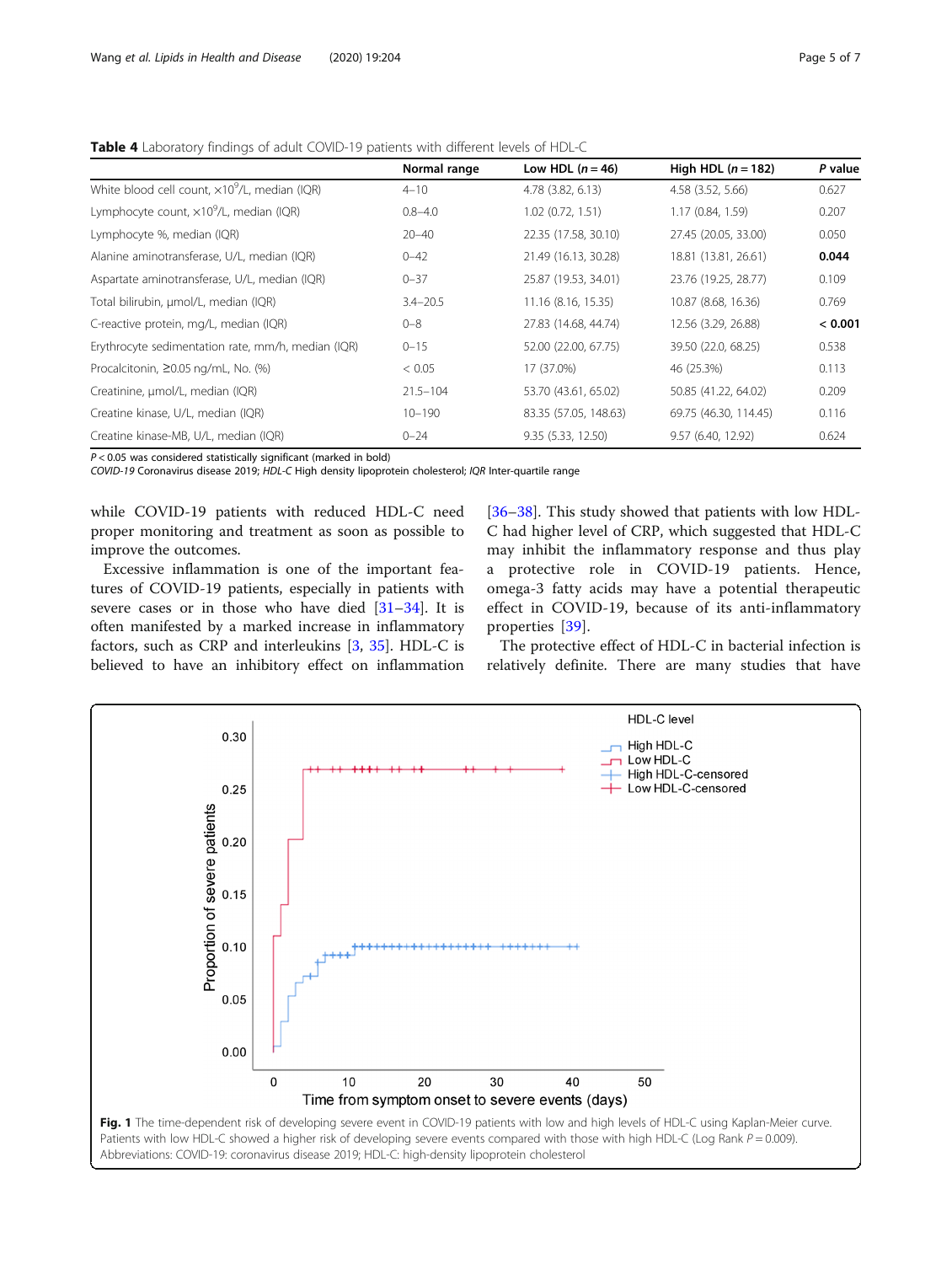**Table 4** Laboratory findings of adult COVID-19 patients with different levels of HDL-C

|  | Normal range | Low HDL (*n* = 46) | High HDL (*n* = 182) | *P* value |
|---|---|---|---|---|
| White blood cell count, $\times10^9$/L, median (IQR) | 4–10 | 4.78 (3.82, 6.13) | 4.58 (3.52, 5.66) | 0.627 |
| Lymphocyte count, $\times10^9$/L, median (IQR) | 0.8–4.0 | 1.02 (0.72, 1.51) | 1.17 (0.84, 1.59) | 0.207 |
| Lymphocyte %, median (IQR) | 20–40 | 22.35 (17.58, 30.10) | 27.45 (20.05, 33.00) | 0.050 |
| Alanine aminotransferase, U/L, median (IQR) | 0–42 | 21.49 (16.13, 30.28) | 18.81 (13.81, 26.61) | **0.044** |
| Aspartate aminotransferase, U/L, median (IQR) | 0–37 | 25.87 (19.53, 34.01) | 23.76 (19.25, 28.77) | 0.109 |
| Total bilirubin, μmol/L, median (IQR) | 3.4–20.5 | 11.16 (8.16, 15.35) | 10.87 (8.68, 16.36) | 0.769 |
| C-reactive protein, mg/L, median (IQR) | 0–8 | 27.83 (14.68, 44.74) | 12.56 (3.29, 26.88) | **< 0.001** |
| Erythrocyte sedimentation rate, mm/h, median (IQR) | 0–15 | 52.00 (22.00, 67.75) | 39.50 (22.0, 68.25) | 0.538 |
| Procalcitonin, ≥0.05 ng/mL, No. (%) | < 0.05 | 17 (37.0%) | 46 (25.3%) | 0.113 |
| Creatinine, μmol/L, median (IQR) | 21.5–104 | 53.70 (43.61, 65.02) | 50.85 (41.22, 64.02) | 0.209 |
| Creatine kinase, U/L, median (IQR) | 10–190 | 83.35 (57.05, 148.63) | 69.75 (46.30, 114.45) | 0.116 |
| Creatine kinase-MB, U/L, median (IQR) | 0–24 | 9.35 (5.33, 12.50) | 9.57 (6.40, 12.92) | 0.624 |

$P < 0.05$ was considered statistically significant (marked in bold)
*COVID-19* Coronavirus disease 2019; *HDL-C* High density lipoprotein cholesterol; *IQR* Inter-quartile range

while COVID-19 patients with reduced HDL-C need proper monitoring and treatment as soon as possible to improve the outcomes.

Excessive inflammation is one of the important features of COVID-19 patients, especially in patients with severe cases or in those who have died [31–34]. It is often manifested by a marked increase in inflammatory factors, such as CRP and interleukins [3, 35]. HDL-C is believed to have an inhibitory effect on inflammation [36–38]. This study showed that patients with low HDL-C had higher level of CRP, which suggested that HDL-C may inhibit the inflammatory response and thus play a protective role in COVID-19 patients. Hence, omega-3 fatty acids may have a potential therapeutic effect in COVID-19, because of its anti-inflammatory properties [39].

The protective effect of HDL-C in bacterial infection is relatively definite. There are many studies that have

**Fig. 1** The time-dependent risk of developing severe event in COVID-19 patients with low and high levels of HDL-C using Kaplan-Meier curve. Patients with low HDL-C showed a higher risk of developing severe events compared with those with high HDL-C (Log Rank $P = 0.009$). Abbreviations: COVID-19: coronavirus disease 2019; HDL-C: high-density lipoprotein cholesterol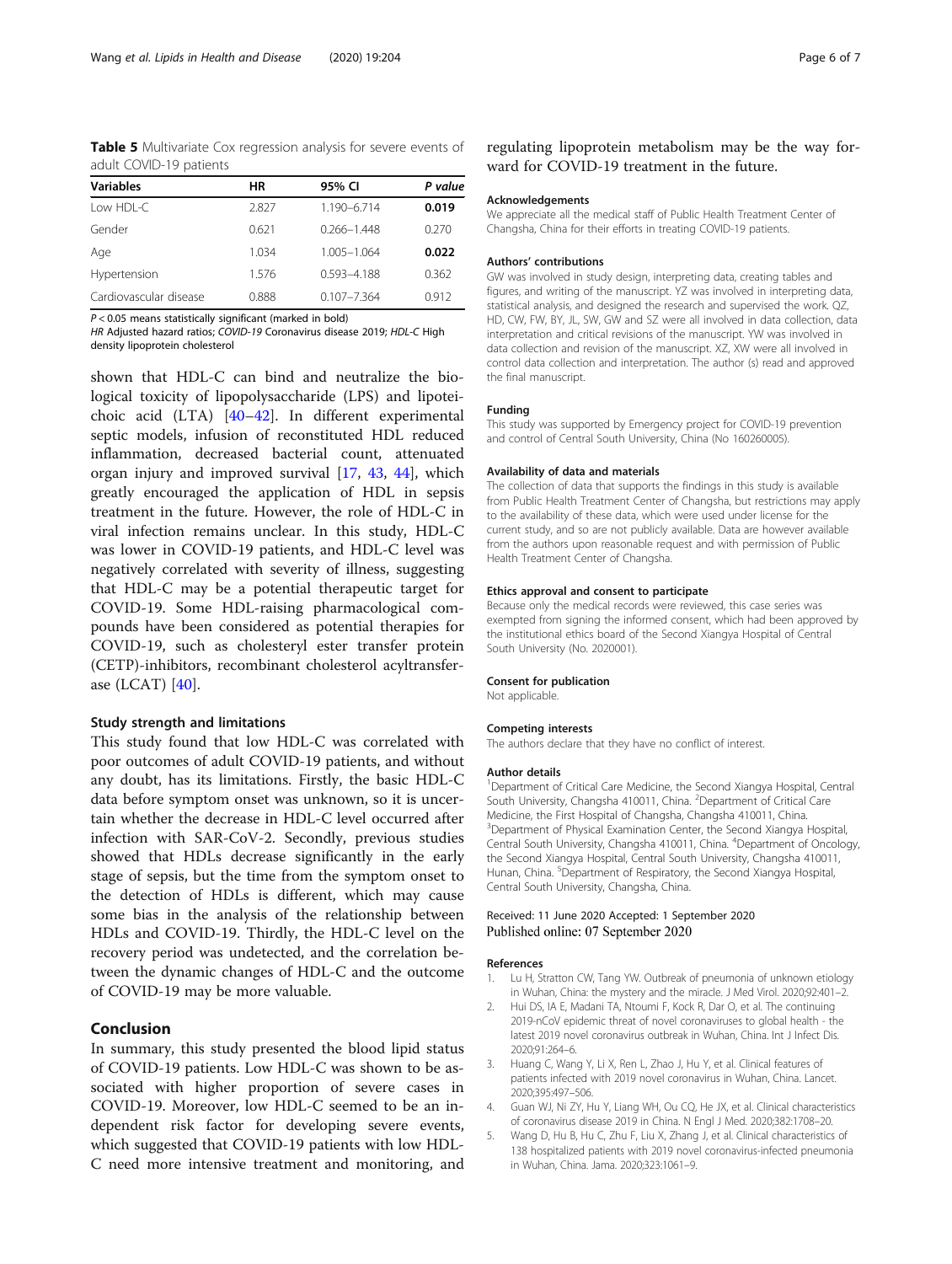**Table 5** Multivariate Cox regression analysis for severe events of adult COVID-19 patients

| Variables | HR | 95% CI | P value |
|---|---|---|---|
| Low HDL-C | 2.827 | 1.190–6.714 | **0.019** |
| Gender | 0.621 | 0.266–1.448 | 0.270 |
| Age | 1.034 | 1.005–1.064 | **0.022** |
| Hypertension | 1.576 | 0.593–4.188 | 0.362 |
| Cardiovascular disease | 0.888 | 0.107–7.364 | 0.912 |

$P < 0.05$ means statistically significant (marked in bold)
*HR* Adjusted hazard ratios; *COVID-19* Coronavirus disease 2019; *HDL-C* High density lipoprotein cholesterol

shown that HDL-C can bind and neutralize the biological toxicity of lipopolysaccharide (LPS) and lipoteichoic acid (LTA) [40–42]. In different experimental septic models, infusion of reconstituted HDL reduced inflammation, decreased bacterial count, attenuated organ injury and improved survival [17, 43, 44], which greatly encouraged the application of HDL in sepsis treatment in the future. However, the role of HDL-C in viral infection remains unclear. In this study, HDL-C was lower in COVID-19 patients, and HDL-C level was negatively correlated with severity of illness, suggesting that HDL-C may be a potential therapeutic target for COVID-19. Some HDL-raising pharmacological compounds have been considered as potential therapies for COVID-19, such as cholesteryl ester transfer protein (CETP)-inhibitors, recombinant cholesterol acyltransferase (LCAT) [40].

### Study strength and limitations

This study found that low HDL-C was correlated with poor outcomes of adult COVID-19 patients, and without any doubt, has its limitations. Firstly, the basic HDL-C data before symptom onset was unknown, so it is uncertain whether the decrease in HDL-C level occurred after infection with SAR-CoV-2. Secondly, previous studies showed that HDLs decrease significantly in the early stage of sepsis, but the time from the symptom onset to the detection of HDLs is different, which may cause some bias in the analysis of the relationship between HDLs and COVID-19. Thirdly, the HDL-C level on the recovery period was undetected, and the correlation between the dynamic changes of HDL-C and the outcome of COVID-19 may be more valuable.

## Conclusion

In summary, this study presented the blood lipid status of COVID-19 patients. Low HDL-C was shown to be associated with higher proportion of severe cases in COVID-19. Moreover, low HDL-C seemed to be an independent risk factor for developing severe events, which suggested that COVID-19 patients with low HDL-C need more intensive treatment and monitoring, and regulating lipoprotein metabolism may be the way forward for COVID-19 treatment in the future.

#### Acknowledgements

We appreciate all the medical staff of Public Health Treatment Center of Changsha, China for their efforts in treating COVID-19 patients.

#### Authors' contributions

GW was involved in study design, interpreting data, creating tables and figures, and writing of the manuscript. YZ was involved in interpreting data, statistical analysis, and designed the research and supervised the work. QZ, HD, CW, FW, BY, JL, SW, GW and SZ were all involved in data collection, data interpretation and critical revisions of the manuscript. YW was involved in data collection and revision of the manuscript. XZ, XW were all involved in control data collection and interpretation. The author (s) read and approved the final manuscript.

#### Funding

This study was supported by Emergency project for COVID-19 prevention and control of Central South University, China (No 160260005).

#### Availability of data and materials

The collection of data that supports the findings in this study is available from Public Health Treatment Center of Changsha, but restrictions may apply to the availability of these data, which were used under license for the current study, and so are not publicly available. Data are however available from the authors upon reasonable request and with permission of Public Health Treatment Center of Changsha.

#### Ethics approval and consent to participate

Because only the medical records were reviewed, this case series was exempted from signing the informed consent, which had been approved by the institutional ethics board of the Second Xiangya Hospital of Central South University (No. 2020001).

#### Consent for publication

Not applicable.

#### Competing interests

The authors declare that they have no conflict of interest.

#### Author details

[1]Department of Critical Care Medicine, the Second Xiangya Hospital, Central South University, Changsha 410011, China. [2]Department of Critical Care Medicine, the First Hospital of Changsha, Changsha 410011, China. [3]Department of Physical Examination Center, the Second Xiangya Hospital, Central South University, Changsha 410011, China. [4]Department of Oncology, the Second Xiangya Hospital, Central South University, Changsha 410011, Hunan, China. [5]Department of Respiratory, the Second Xiangya Hospital, Central South University, Changsha, China.

Received: 11 June 2020 Accepted: 1 September 2020
Published online: 07 September 2020

#### References

1. Lu H, Stratton CW, Tang YW. Outbreak of pneumonia of unknown etiology in Wuhan, China: the mystery and the miracle. J Med Virol. 2020;92:401–2.
2. Hui DS, IA E, Madani TA, Ntoumi F, Kock R, Dar O, et al. The continuing 2019-nCoV epidemic threat of novel coronaviruses to global health - the latest 2019 novel coronavirus outbreak in Wuhan, China. Int J Infect Dis. 2020;91:264–6.
3. Huang C, Wang Y, Li X, Ren L, Zhao J, Hu Y, et al. Clinical features of patients infected with 2019 novel coronavirus in Wuhan, China. Lancet. 2020;395:497–506.
4. Guan WJ, Ni ZY, Hu Y, Liang WH, Ou CQ, He JX, et al. Clinical characteristics of coronavirus disease 2019 in China. N Engl J Med. 2020;382:1708–20.
5. Wang D, Hu B, Hu C, Zhu F, Liu X, Zhang J, et al. Clinical characteristics of 138 hospitalized patients with 2019 novel coronavirus-infected pneumonia in Wuhan, China. Jama. 2020;323:1061–9.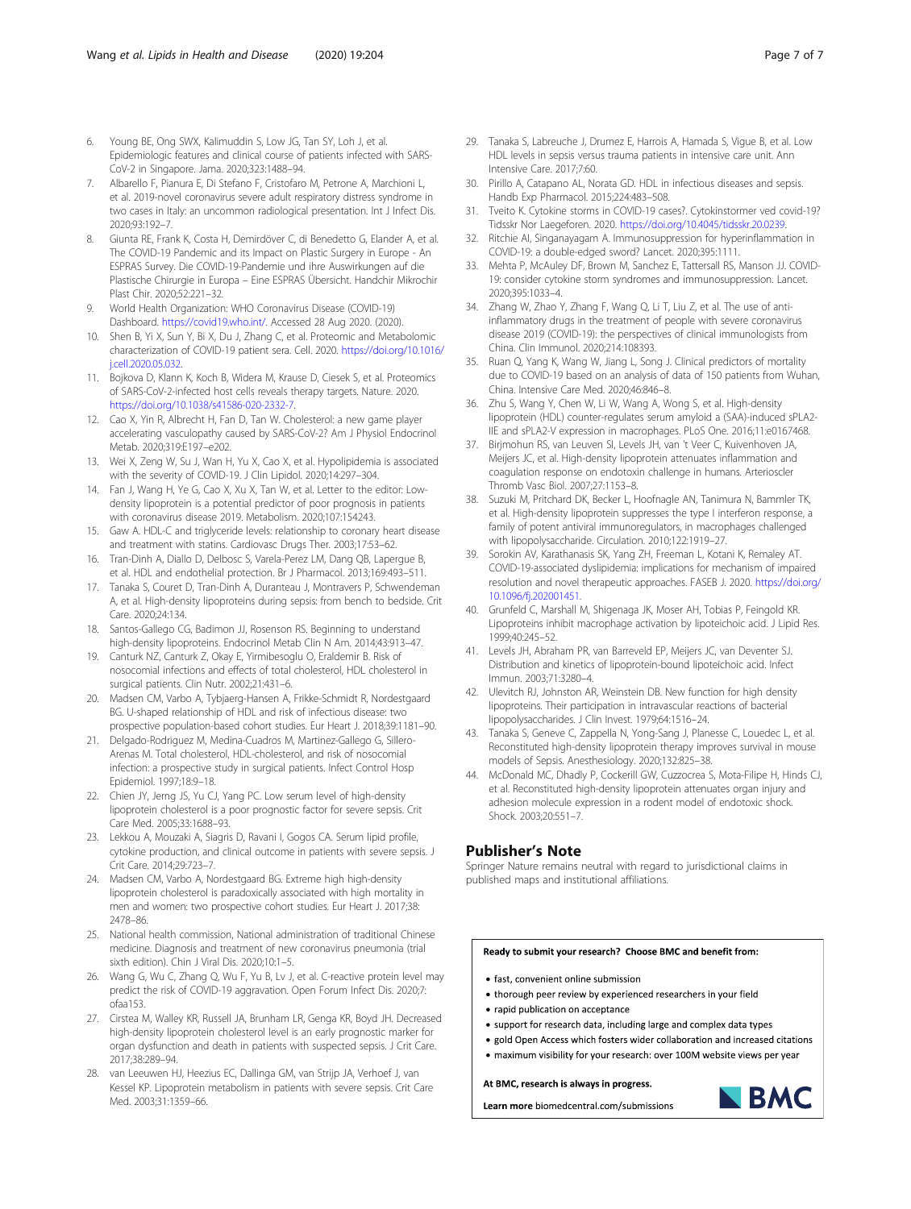6. Young BE, Ong SWX, Kalimuddin S, Low JG, Tan SY, Loh J, et al. Epidemiologic features and clinical course of patients infected with SARS-CoV-2 in Singapore. Jama. 2020;323:1488–94.
7. Albarello F, Pianura E, Di Stefano F, Cristofaro M, Petrone A, Marchioni L, et al. 2019-novel coronavirus severe adult respiratory distress syndrome in two cases in Italy: an uncommon radiological presentation. Int J Infect Dis. 2020;93:192–7.
8. Giunta RE, Frank K, Costa H, Demirdöver C, di Benedetto G, Elander A, et al. The COVID-19 Pandemic and its Impact on Plastic Surgery in Europe - An ESPRAS Survey. Die COVID-19-Pandemie und ihre Auswirkungen auf die Plastische Chirurgie in Europa – Eine ESPRAS Übersicht. Handchir Mikrochir Plast Chir. 2020;52:221–32.
9. World Health Organization: WHO Coronavirus Disease (COVID-19) Dashboard. https://covid19.who.int/. Accessed 28 Aug 2020. (2020).
10. Shen B, Yi X, Sun Y, Bi X, Du J, Zhang C, et al. Proteomic and Metabolomic characterization of COVID-19 patient sera. Cell. 2020. https://doi.org/10.1016/j.cell.2020.05.032.
11. Bojkova D, Klann K, Koch B, Widera M, Krause D, Ciesek S, et al. Proteomics of SARS-CoV-2-infected host cells reveals therapy targets. Nature. 2020. https://doi.org/10.1038/s41586-020-2332-7.
12. Cao X, Yin R, Albrecht H, Fan D, Tan W. Cholesterol: a new game player accelerating vasculopathy caused by SARS-CoV-2? Am J Physiol Endocrinol Metab. 2020;319:E197–e202.
13. Wei X, Zeng W, Su J, Wan H, Yu X, Cao X, et al. Hypolipidemia is associated with the severity of COVID-19. J Clin Lipidol. 2020;14:297–304.
14. Fan J, Wang H, Ye G, Cao X, Xu X, Tan W, et al. Letter to the editor: Low-density lipoprotein is a potential predictor of poor prognosis in patients with coronavirus disease 2019. Metabolism. 2020;107:154243.
15. Gaw A. HDL-C and triglyceride levels: relationship to coronary heart disease and treatment with statins. Cardiovasc Drugs Ther. 2003;17:53–62.
16. Tran-Dinh A, Diallo D, Delbosc S, Varela-Perez LM, Dang QB, Lapergue B, et al. HDL and endothelial protection. Br J Pharmacol. 2013;169:493–511.
17. Tanaka S, Couret D, Tran-Dinh A, Duranteau J, Montravers P, Schwendeman A, et al. High-density lipoproteins during sepsis: from bench to bedside. Crit Care. 2020;24:134.
18. Santos-Gallego CG, Badimon JJ, Rosenson RS. Beginning to understand high-density lipoproteins. Endocrinol Metab Clin N Am. 2014;43:913–47.
19. Canturk NZ, Canturk Z, Okay E, Yirmibesoglu O, Eraldemir B. Risk of nosocomial infections and effects of total cholesterol, HDL cholesterol in surgical patients. Clin Nutr. 2002;21:431–6.
20. Madsen CM, Varbo A, Tybjaerg-Hansen A, Frikke-Schmidt R, Nordestgaard BG. U-shaped relationship of HDL and risk of infectious disease: two prospective population-based cohort studies. Eur Heart J. 2018;39:1181–90.
21. Delgado-Rodriguez M, Medina-Cuadros M, Martinez-Gallego G, Sillero-Arenas M. Total cholesterol, HDL-cholesterol, and risk of nosocomial infection: a prospective study in surgical patients. Infect Control Hosp Epidemiol. 1997;18:9–18.
22. Chien JY, Jerng JS, Yu CJ, Yang PC. Low serum level of high-density lipoprotein cholesterol is a poor prognostic factor for severe sepsis. Crit Care Med. 2005;33:1688–93.
23. Lekkou A, Mouzaki A, Siagris D, Ravani I, Gogos CA. Serum lipid profile, cytokine production, and clinical outcome in patients with severe sepsis. J Crit Care. 2014;29:723–7.
24. Madsen CM, Varbo A, Nordestgaard BG. Extreme high high-density lipoprotein cholesterol is paradoxically associated with high mortality in men and women: two prospective cohort studies. Eur Heart J. 2017;38:2478–86.
25. National health commission, National administration of traditional Chinese medicine. Diagnosis and treatment of new coronavirus pneumonia (trial sixth edition). Chin J Viral Dis. 2020;10:1–5.
26. Wang G, Wu C, Zhang Q, Wu F, Yu B, Lv J, et al. C-reactive protein level may predict the risk of COVID-19 aggravation. Open Forum Infect Dis. 2020;7:ofaa153.
27. Cirstea M, Walley KR, Russell JA, Brunham LR, Genga KR, Boyd JH. Decreased high-density lipoprotein cholesterol level is an early prognostic marker for organ dysfunction and death in patients with suspected sepsis. J Crit Care. 2017;38:289–94.
28. van Leeuwen HJ, Heezius EC, Dallinga GM, van Strijp JA, Verhoef J, van Kessel KP. Lipoprotein metabolism in patients with severe sepsis. Crit Care Med. 2003;31:1359–66.
29. Tanaka S, Labreuche J, Drumez E, Harrois A, Hamada S, Vigue B, et al. Low HDL levels in sepsis versus trauma patients in intensive care unit. Ann Intensive Care. 2017;7:60.
30. Pirillo A, Catapano AL, Norata GD. HDL in infectious diseases and sepsis. Handb Exp Pharmacol. 2015;224:483–508.
31. Tveito K. Cytokine storms in COVID-19 cases?. Cytokinstormer ved covid-19? Tidsskr Nor Laegeforen. 2020. https://doi.org/10.4045/tidsskr.20.0239.
32. Ritchie AI, Singanayagam A. Immunosuppression for hyperinflammation in COVID-19: a double-edged sword? Lancet. 2020;395:1111.
33. Mehta P, McAuley DF, Brown M, Sanchez E, Tattersall RS, Manson JJ. COVID-19: consider cytokine storm syndromes and immunosuppression. Lancet. 2020;395:1033–4.
34. Zhang W, Zhao Y, Zhang F, Wang Q, Li T, Liu Z, et al. The use of anti-inflammatory drugs in the treatment of people with severe coronavirus disease 2019 (COVID-19): the perspectives of clinical immunologists from China. Clin Immunol. 2020;214:108393.
35. Ruan Q, Yang K, Wang W, Jiang L, Song J. Clinical predictors of mortality due to COVID-19 based on an analysis of data of 150 patients from Wuhan, China. Intensive Care Med. 2020;46:846–8.
36. Zhu S, Wang Y, Chen W, Li W, Wang A, Wong S, et al. High-density lipoprotein (HDL) counter-regulates serum amyloid a (SAA)-induced sPLA2-IIE and sPLA2-V expression in macrophages. PLoS One. 2016;11:e0167468.
37. Birjmohun RS, van Leuven SI, Levels JH, van 't Veer C, Kuivenhoven JA, Meijers JC, et al. High-density lipoprotein attenuates inflammation and coagulation response on endotoxin challenge in humans. Arterioscler Thromb Vasc Biol. 2007;27:1153–8.
38. Suzuki M, Pritchard DK, Becker L, Hoofnagle AN, Tanimura N, Bammler TK, et al. High-density lipoprotein suppresses the type I interferon response, a family of potent antiviral immunoregulators, in macrophages challenged with lipopolysaccharide. Circulation. 2010;122:1919–27.
39. Sorokin AV, Karathanasis SK, Yang ZH, Freeman L, Kotani K, Remaley AT. COVID-19-associated dyslipidemia: implications for mechanism of impaired resolution and novel therapeutic approaches. FASEB J. 2020. https://doi.org/10.1096/fj.202001451.
40. Grunfeld C, Marshall M, Shigenaga JK, Moser AH, Tobias P, Feingold KR. Lipoproteins inhibit macrophage activation by lipoteichoic acid. J Lipid Res. 1999;40:245–52.
41. Levels JH, Abraham PR, van Barreveld EP, Meijers JC, van Deventer SJ. Distribution and kinetics of lipoprotein-bound lipoteichoic acid. Infect Immun. 2003;71:3280–4.
42. Ulevitch RJ, Johnston AR, Weinstein DB. New function for high density lipoproteins. Their participation in intravascular reactions of bacterial lipopolysaccharides. J Clin Invest. 1979;64:1516–24.
43. Tanaka S, Geneve C, Zappella N, Yong-Sang J, Planesse C, Louedec L, et al. Reconstituted high-density lipoprotein therapy improves survival in mouse models of Sepsis. Anesthesiology. 2020;132:825–38.
44. McDonald MC, Dhadly P, Cockerill GW, Cuzzocrea S, Mota-Filipe H, Hinds CJ, et al. Reconstituted high-density lipoprotein attenuates organ injury and adhesion molecule expression in a rodent model of endotoxic shock. Shock. 2003;20:551–7.

## Publisher's Note

Springer Nature remains neutral with regard to jurisdictional claims in published maps and institutional affiliations.

**Ready to submit your research? Choose BMC and benefit from:**

- fast, convenient online submission
- thorough peer review by experienced researchers in your field
- rapid publication on acceptance
- support for research data, including large and complex data types
- gold Open Access which fosters wider collaboration and increased citations
- maximum visibility for your research: over 100M website views per year

**At BMC, research is always in progress.**

**Learn more** biomedcentral.com/submissions

BMC